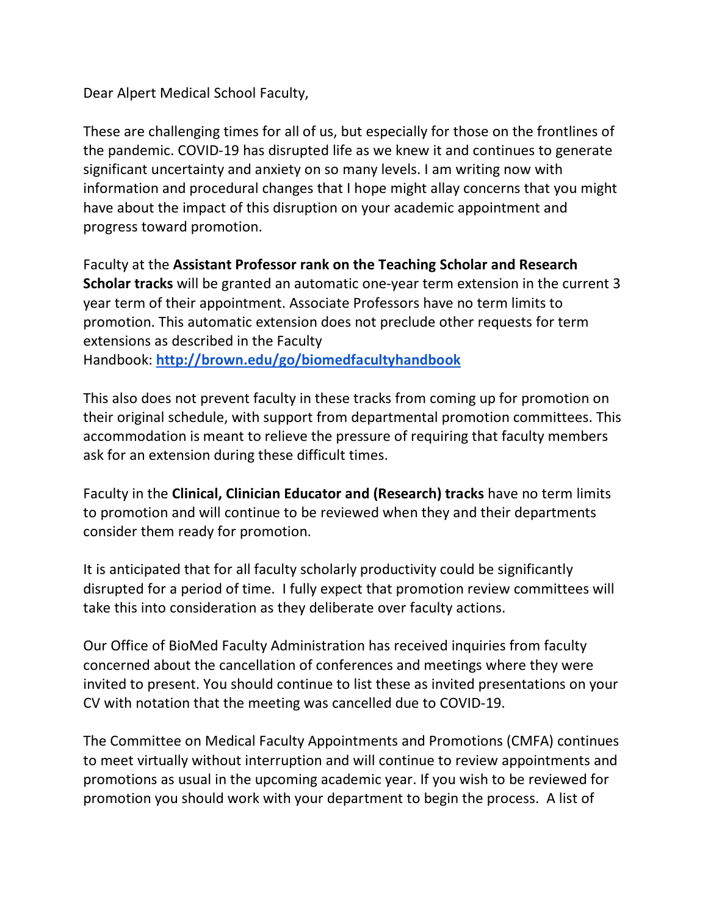Dear Alpert Medical School Faculty,

These are challenging times for all of us, but especially for those on the frontlines of the pandemic. COVID-19 has disrupted life as we knew it and continues to generate significant uncertainty and anxiety on so many levels. I am writing now with information and procedural changes that I hope might allay concerns that you might have about the impact of this disruption on your academic appointment and progress toward promotion.

Faculty at the **Assistant Professor rank on the Teaching Scholar and Research Scholar tracks** will be granted an automatic one-year term extension in the current 3 year term of their appointment. Associate Professors have no term limits to promotion. This automatic extension does not preclude other requests for term extensions as described in the Faculty Handbook: **[http://brown.edu/go/biomedfacultyhandbook](http://brown.edu/go/biomedfacultyhandbook)**

This also does not prevent faculty in these tracks from coming up for promotion on their original schedule, with support from departmental promotion committees. This accommodation is meant to relieve the pressure of requiring that faculty members ask for an extension during these difficult times.

Faculty in the **Clinical, Clinician Educator and (Research) tracks** have no term limits to promotion and will continue to be reviewed when they and their departments consider them ready for promotion.

It is anticipated that for all faculty scholarly productivity could be significantly disrupted for a period of time. I fully expect that promotion review committees will take this into consideration as they deliberate over faculty actions.

Our Office of BioMed Faculty Administration has received inquiries from faculty concerned about the cancellation of conferences and meetings where they were invited to present. You should continue to list these as invited presentations on your CV with notation that the meeting was cancelled due to COVID-19.

The Committee on Medical Faculty Appointments and Promotions (CMFA) continues to meet virtually without interruption and will continue to review appointments and promotions as usual in the upcoming academic year. If you wish to be reviewed for promotion you should work with your department to begin the process. A list of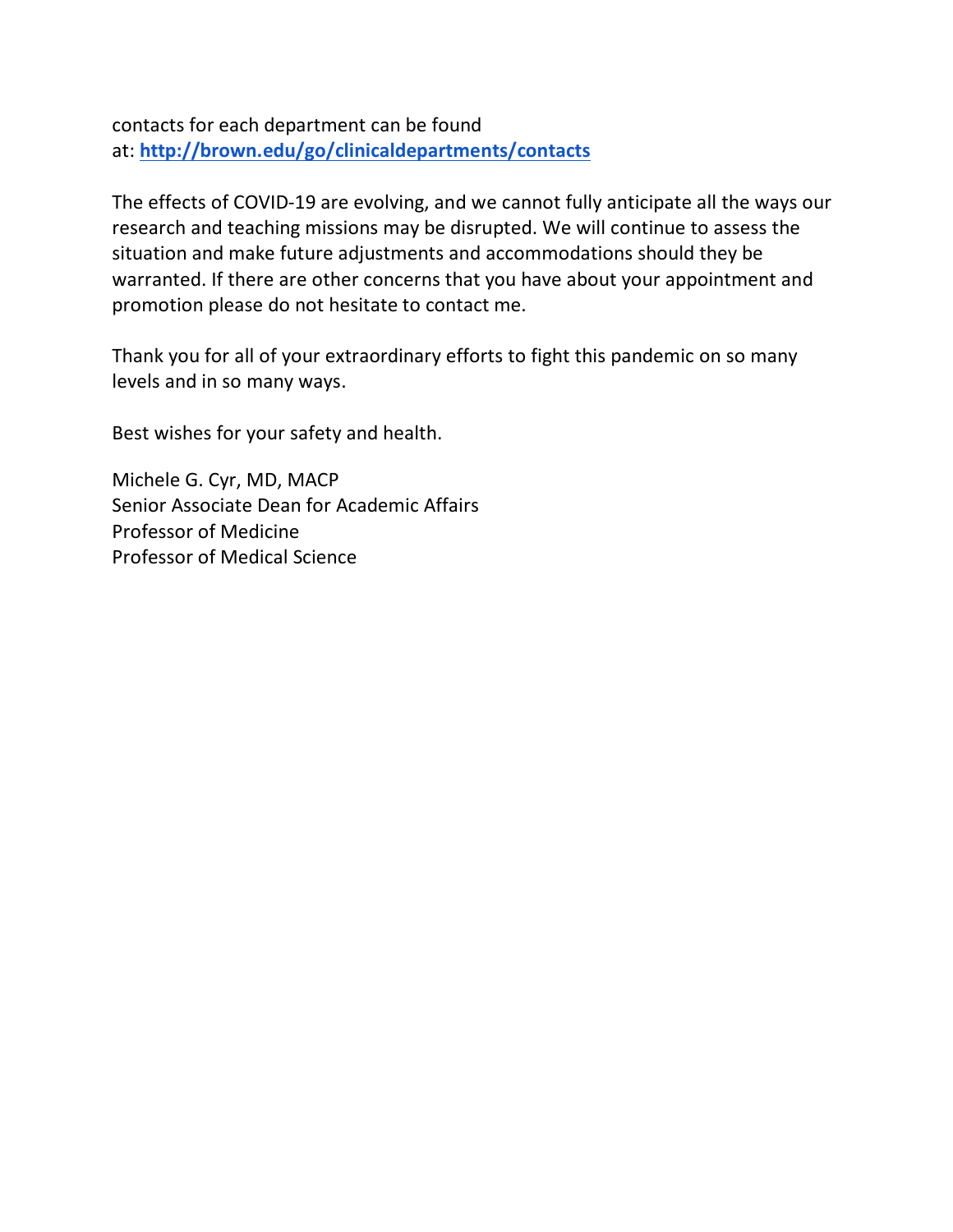contacts for each department can be found at: **http://brown.edu/go/clinicaldepartments/contacts**

The effects of COVID-19 are evolving, and we cannot fully anticipate all the ways our research and teaching missions may be disrupted. We will continue to assess the situation and make future adjustments and accommodations should they be warranted. If there are other concerns that you have about your appointment and promotion please do not hesitate to contact me.

Thank you for all of your extraordinary efforts to fight this pandemic on so many levels and in so many ways.

Best wishes for your safety and health.

Michele G. Cyr, MD, MACP
Senior Associate Dean for Academic Affairs
Professor of Medicine
Professor of Medical Science